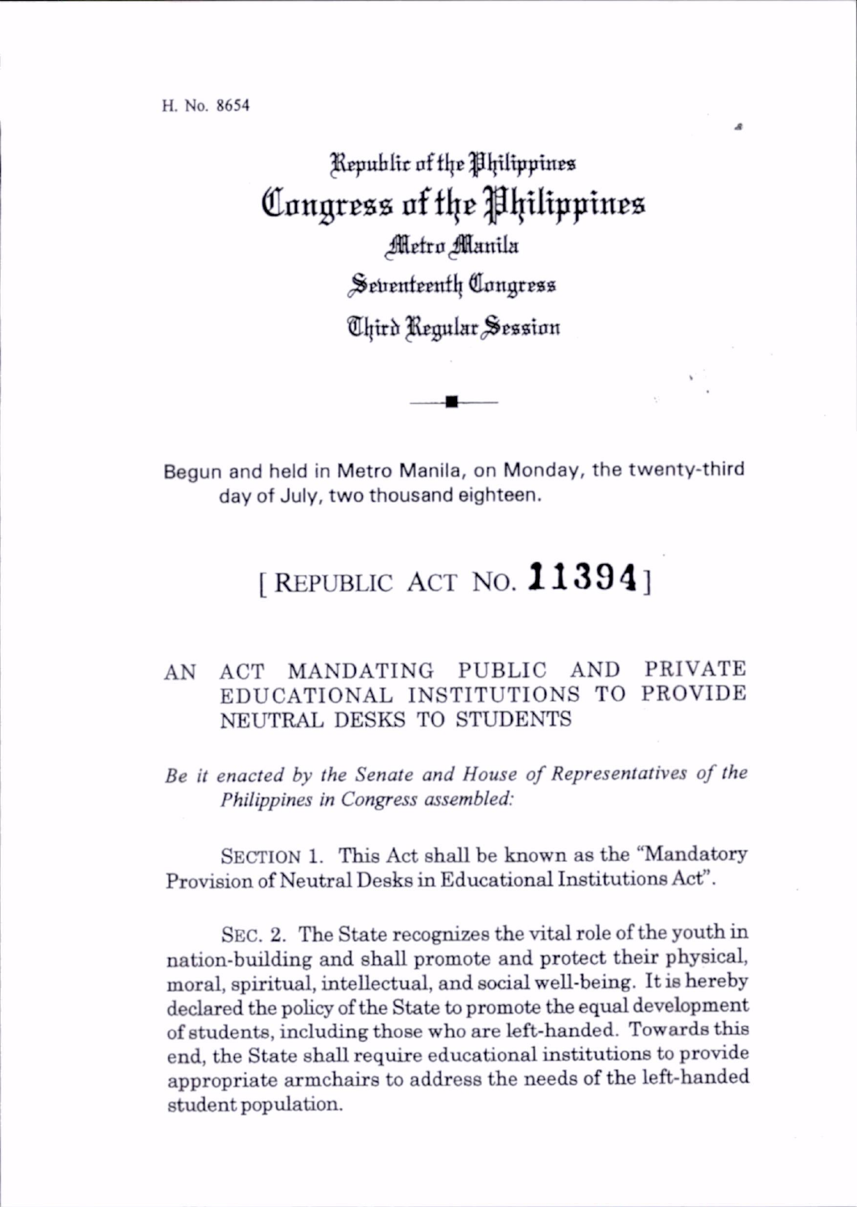H. No. 8654

Republic of the Philippines
# Congress of the Philippines
Metro Manila
Seventeenth Congress
Third Regular Session

Begun and held in Metro Manila, on Monday, the twenty-third day of July, two thousand eighteen.

## [ REPUBLIC ACT NO. 11394 ]

AN ACT MANDATING PUBLIC AND PRIVATE EDUCATIONAL INSTITUTIONS TO PROVIDE NEUTRAL DESKS TO STUDENTS

*Be it enacted by the Senate and House of Representatives of the Philippines in Congress assembled:*

SECTION 1. This Act shall be known as the "Mandatory Provision of Neutral Desks in Educational Institutions Act".

SEC. 2. The State recognizes the vital role of the youth in nation-building and shall promote and protect their physical, moral, spiritual, intellectual, and social well-being. It is hereby declared the policy of the State to promote the equal development of students, including those who are left-handed. Towards this end, the State shall require educational institutions to provide appropriate armchairs to address the needs of the left-handed student population.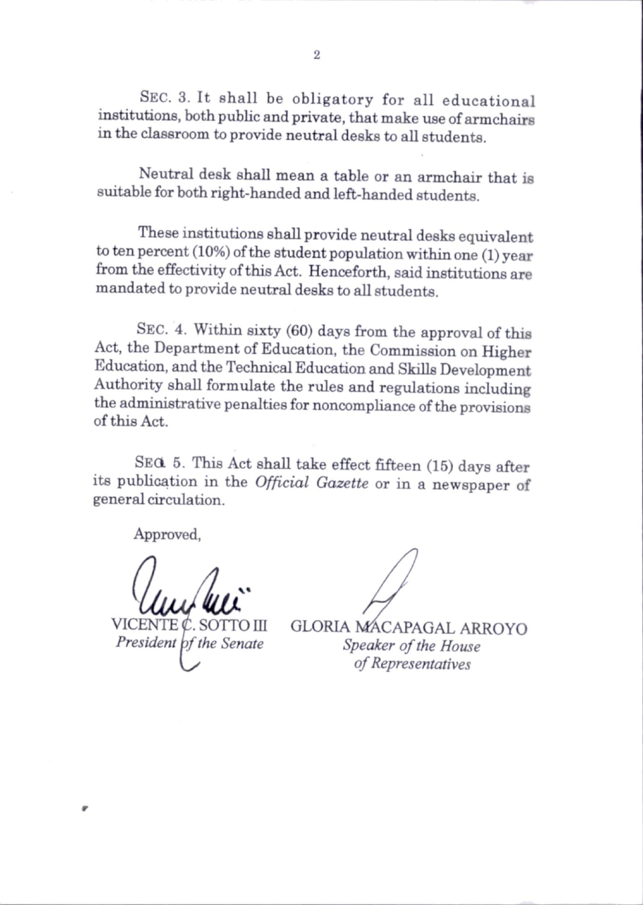SEC. 3. It shall be obligatory for all educational institutions, both public and private, that make use of armchairs in the classroom to provide neutral desks to all students.

Neutral desk shall mean a table or an armchair that is suitable for both right-handed and left-handed students.

These institutions shall provide neutral desks equivalent to ten percent (10%) of the student population within one (1) year from the effectivity of this Act. Henceforth, said institutions are mandated to provide neutral desks to all students.

SEC. 4. Within sixty (60) days from the approval of this Act, the Department of Education, the Commission on Higher Education, and the Technical Education and Skills Development Authority shall formulate the rules and regulations including the administrative penalties for noncompliance of the provisions of this Act.

SEC. 5. This Act shall take effect fifteen (15) days after its publication in the *Official Gazette* or in a newspaper of general circulation.

Approved,

| | |
|---|---|
| VICENTE C. SOTTO III | GLORIA MACAPAGAL ARROYO |
| *President of the Senate* | *Speaker of the House of Representatives* |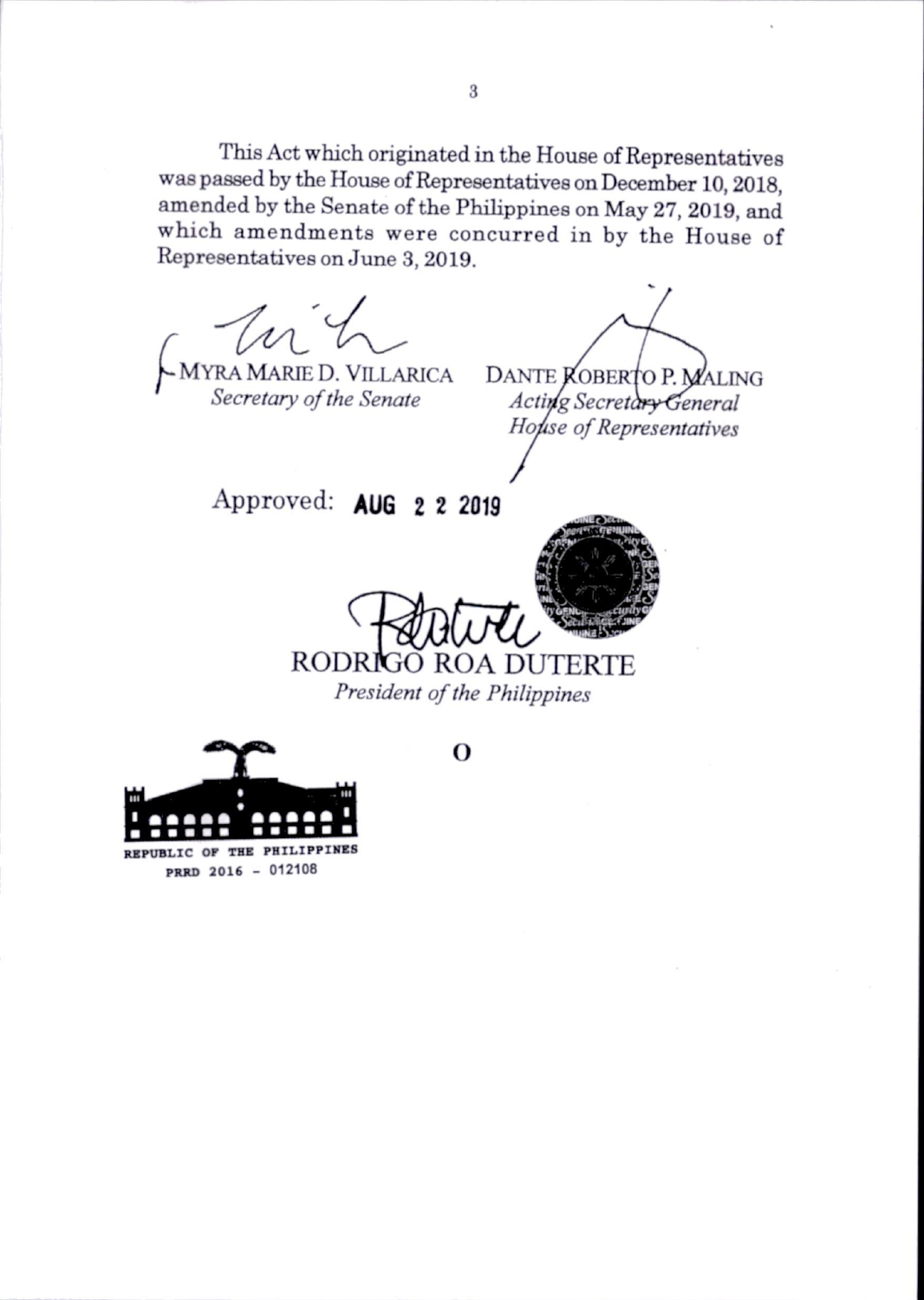This Act which originated in the House of Representatives was passed by the House of Representatives on December 10, 2018, amended by the Senate of the Philippines on May 27, 2019, and which amendments were concurred in by the House of Representatives on June 3, 2019.

MYRA MARIE D. VILLARICA
*Secretary of the Senate*

DANTE ROBERTO P. MALING
*Acting Secretary General*
*House of Representatives*

Approved: **AUG 2 2 2019**

RODRIGO ROA DUTERTE
*President of the Philippines*

O

REPUBLIC OF THE PHILIPPINES
PRRD 2016 - 012108